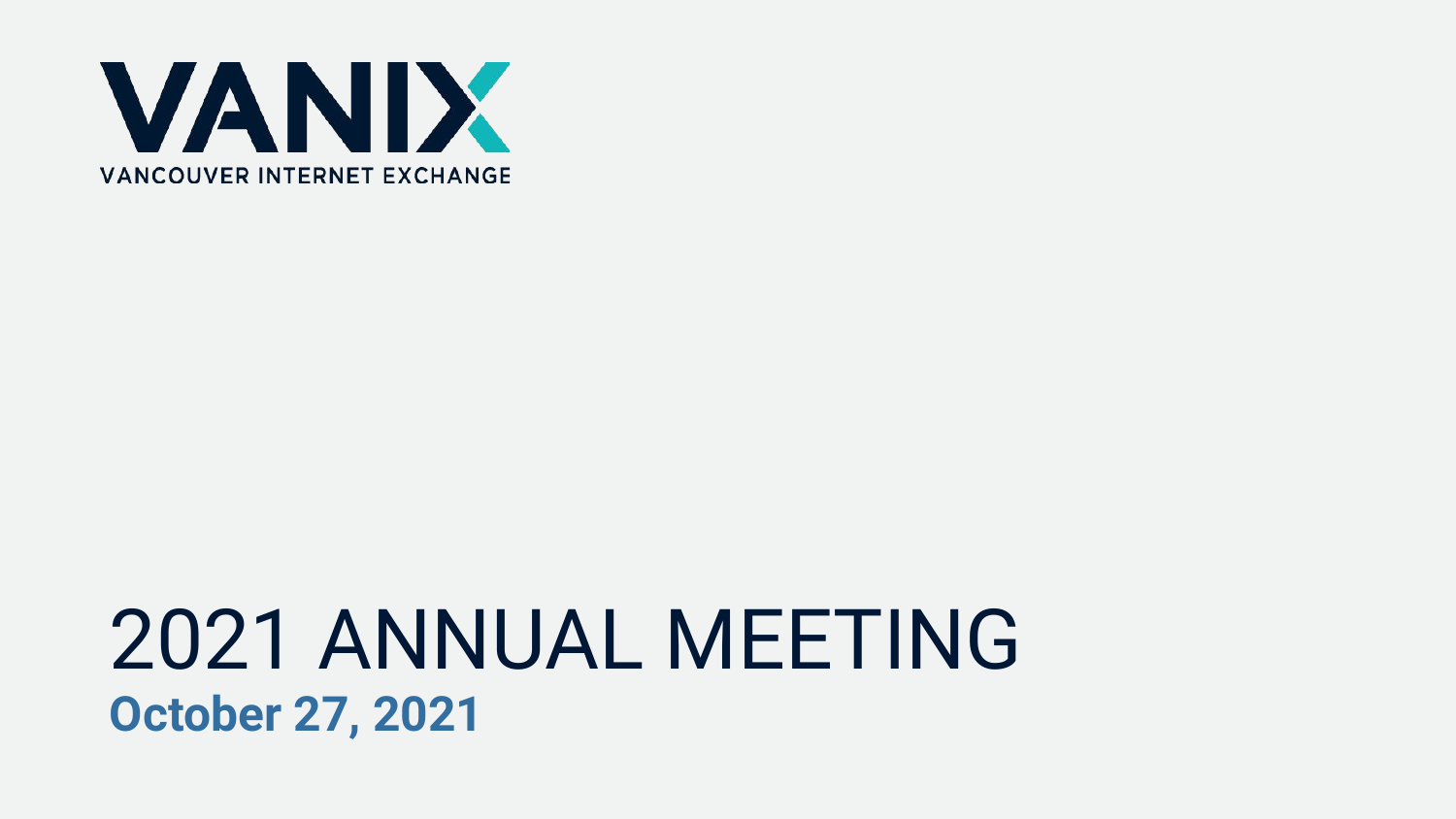VANIX

VANCOUVER INTERNET EXCHANGE

# 2021 ANNUAL MEETING

**October 27, 2021**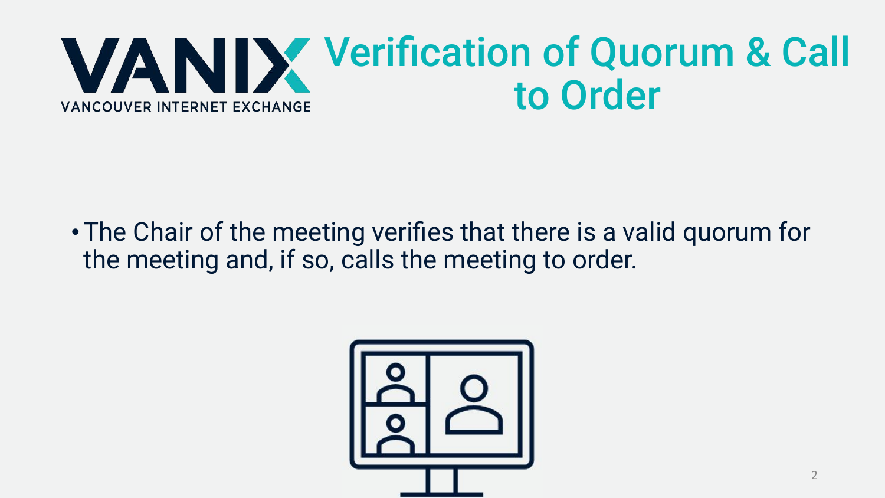# Verification of Quorum & Call to Order

- The Chair of the meeting verifies that there is a valid quorum for the meeting and, if so, calls the meeting to order.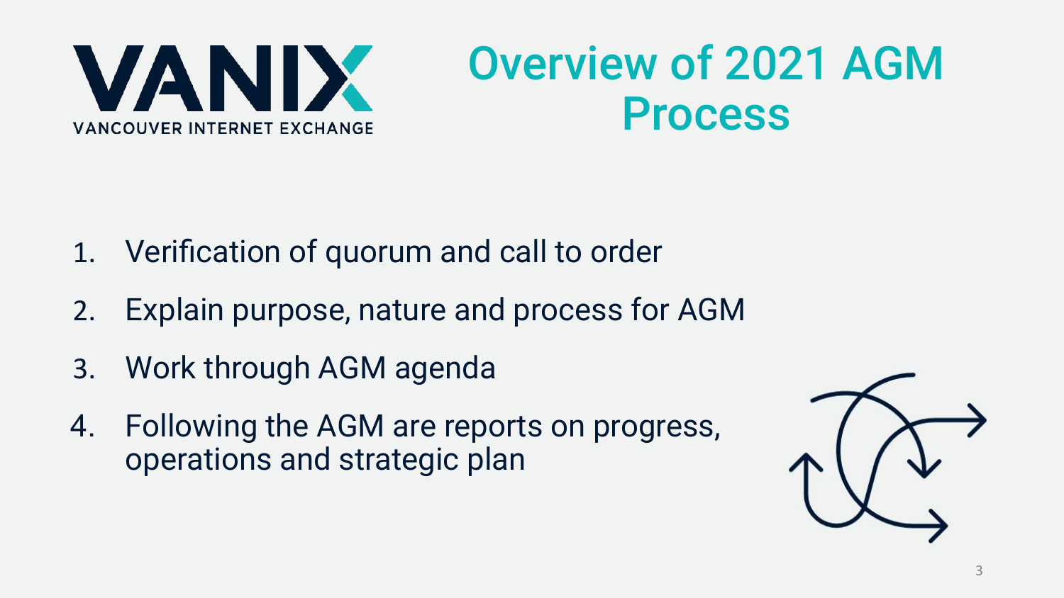VANIX

VANCOUVER INTERNET EXCHANGE

# Overview of 2021 AGM Process

1. Verification of quorum and call to order
2. Explain purpose, nature and process for AGM
3. Work through AGM agenda
4. Following the AGM are reports on progress, operations and strategic plan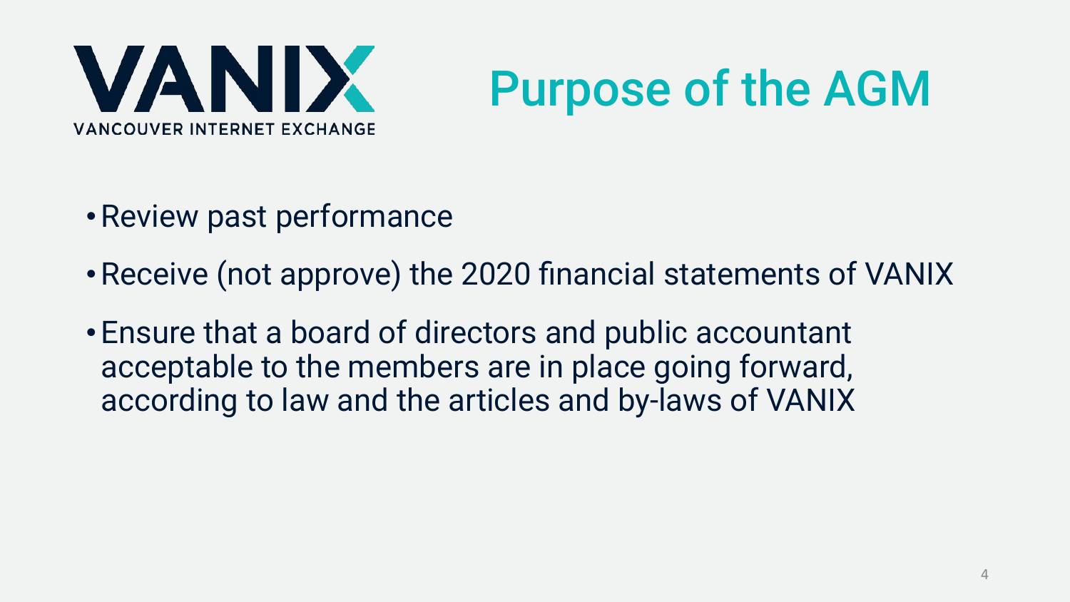VANIX

VANCOUVER INTERNET EXCHANGE

# Purpose of the AGM

- Review past performance
- Receive (not approve) the 2020 financial statements of VANIX
- Ensure that a board of directors and public accountant acceptable to the members are in place going forward, according to law and the articles and by-laws of VANIX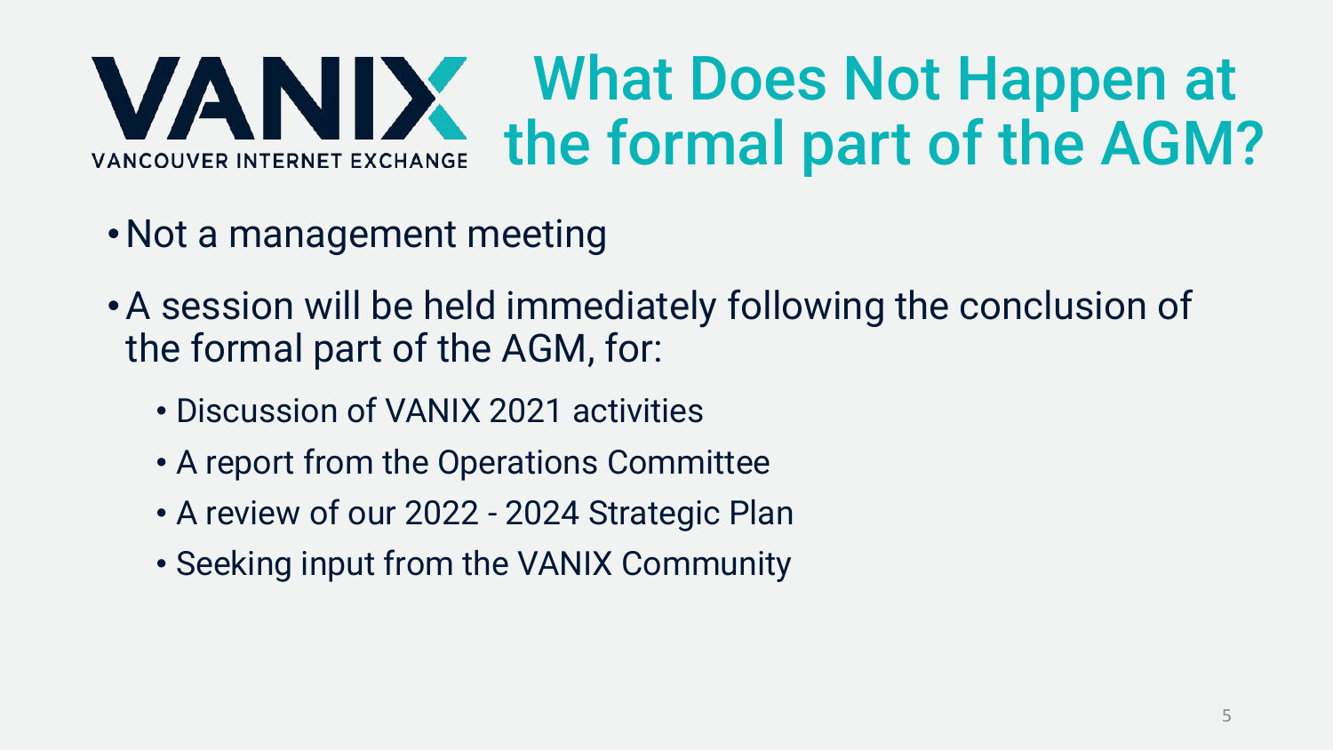# What Does Not Happen at the formal part of the AGM?

- Not a management meeting
- A session will be held immediately following the conclusion of the formal part of the AGM, for:
  - Discussion of VANIX 2021 activities
  - A report from the Operations Committee
  - A review of our 2022 - 2024 Strategic Plan
  - Seeking input from the VANIX Community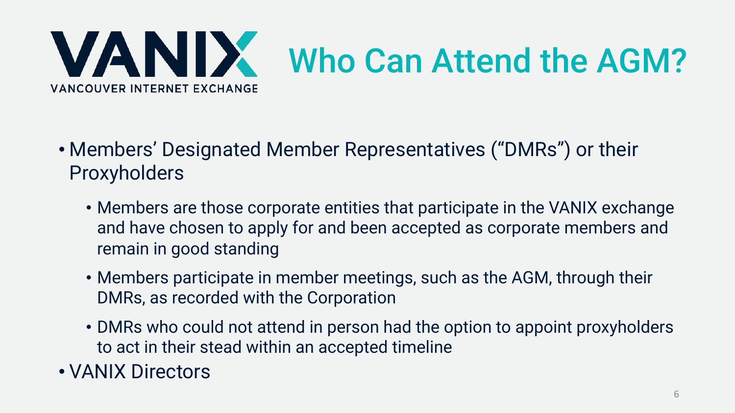VANIX
VANCOUVER INTERNET EXCHANGE

# Who Can Attend the AGM?

- Members' Designated Member Representatives ("DMRs") or their Proxyholders
  - Members are those corporate entities that participate in the VANIX exchange and have chosen to apply for and been accepted as corporate members and remain in good standing
  - Members participate in member meetings, such as the AGM, through their DMRs, as recorded with the Corporation
  - DMRs who could not attend in person had the option to appoint proxyholders to act in their stead within an accepted timeline
- VANIX Directors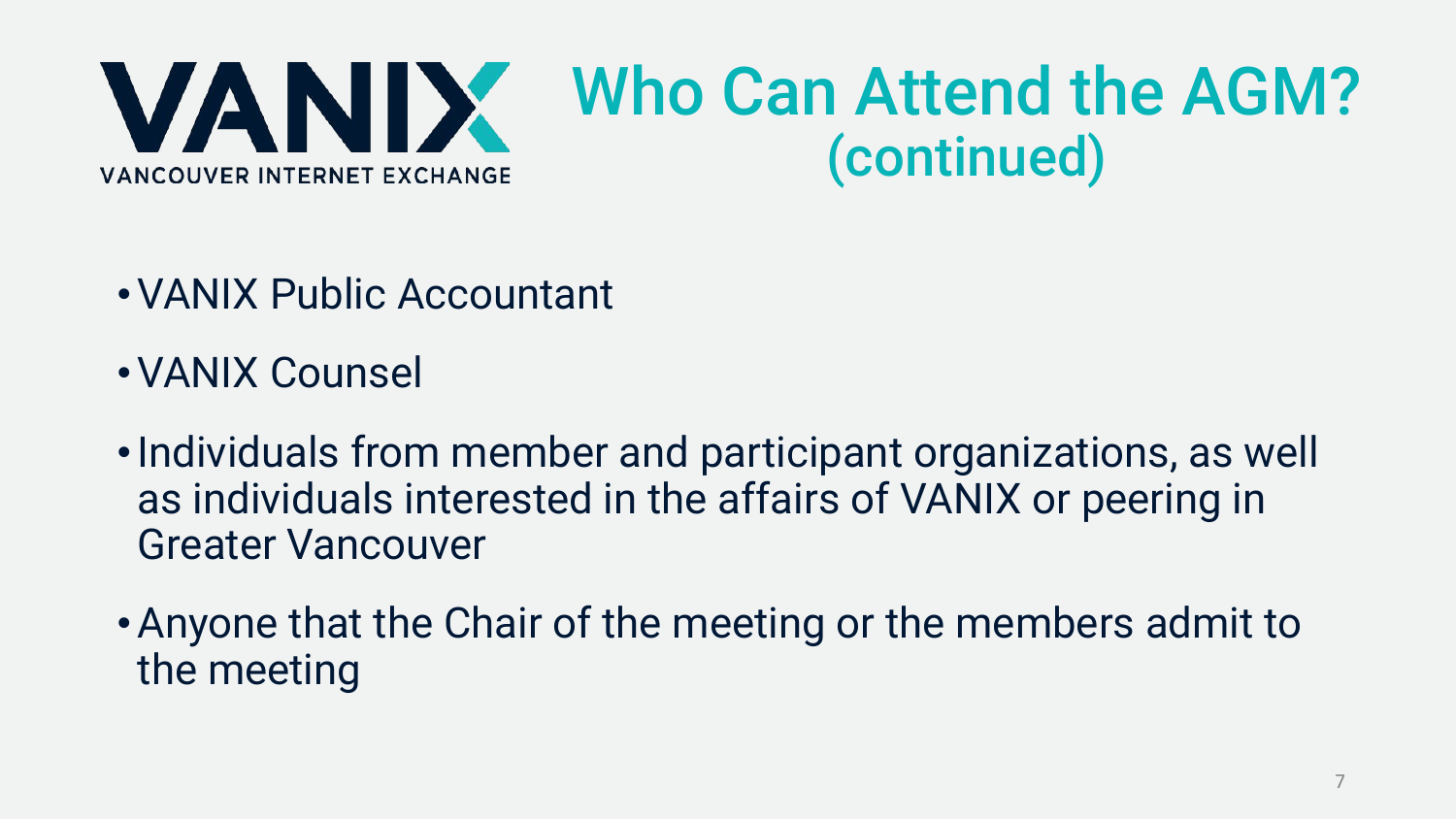VANIX
VANCOUVER INTERNET EXCHANGE

# Who Can Attend the AGM? (continued)

- VANIX Public Accountant
- VANIX Counsel
- Individuals from member and participant organizations, as well as individuals interested in the affairs of VANIX or peering in Greater Vancouver
- Anyone that the Chair of the meeting or the members admit to the meeting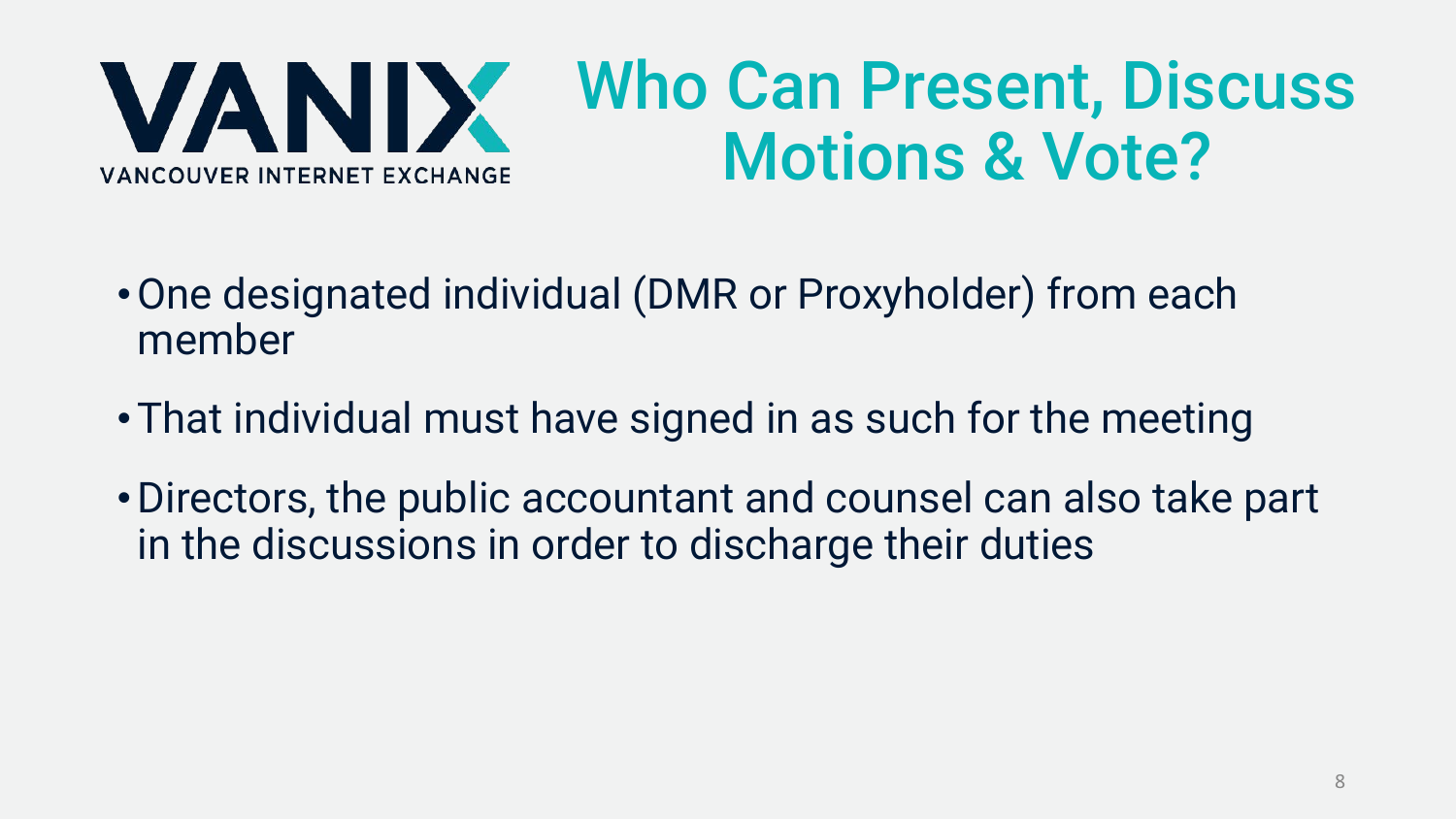VANIX
VANCOUVER INTERNET EXCHANGE

# Who Can Present, Discuss Motions & Vote?

- One designated individual (DMR or Proxyholder) from each member
- That individual must have signed in as such for the meeting
- Directors, the public accountant and counsel can also take part in the discussions in order to discharge their duties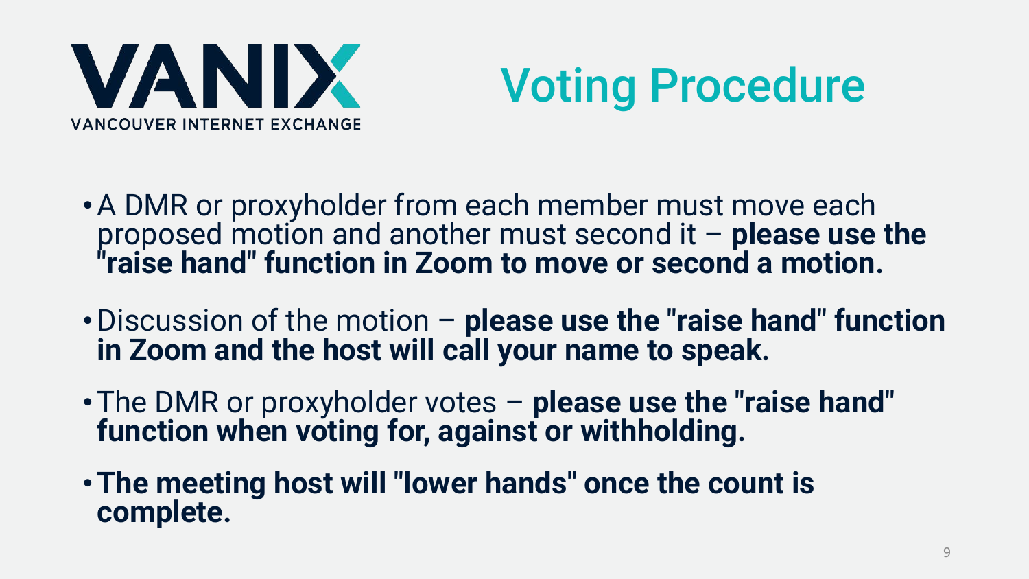VANIX

VANCOUVER INTERNET EXCHANGE

# Voting Procedure

- A DMR or proxyholder from each member must move each proposed motion and another must second it – **please use the "raise hand" function in Zoom to move or second a motion.**
- Discussion of the motion – **please use the "raise hand" function in Zoom and the host will call your name to speak.**
- The DMR or proxyholder votes – **please use the "raise hand" function when voting for, against or withholding.**
- **The meeting host will "lower hands" once the count is complete.**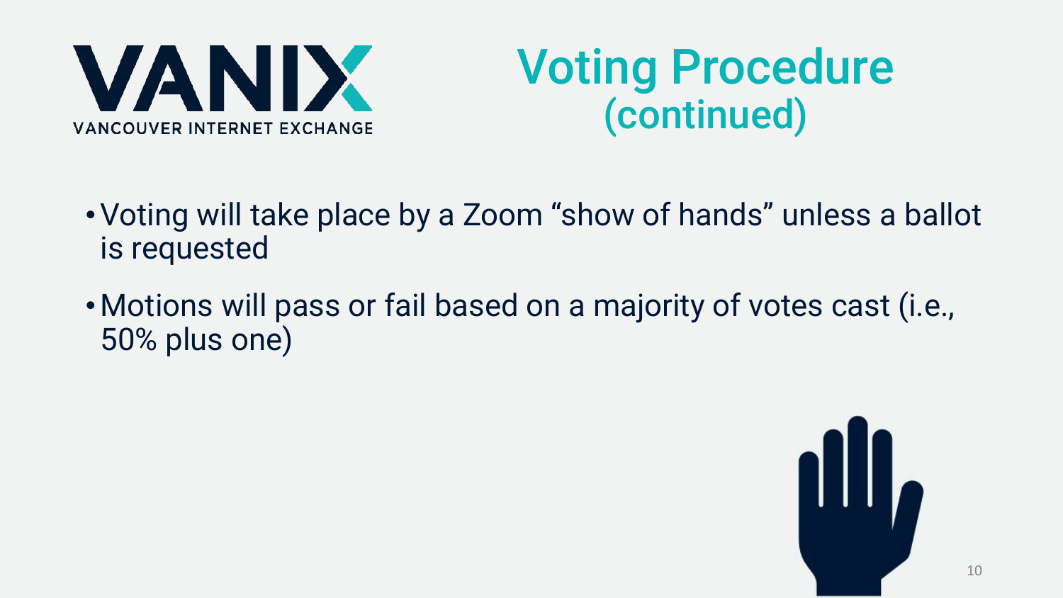VANIX

VANCOUVER INTERNET EXCHANGE

# Voting Procedure (continued)

- Voting will take place by a Zoom “show of hands” unless a ballot is requested
- Motions will pass or fail based on a majority of votes cast (i.e., 50% plus one)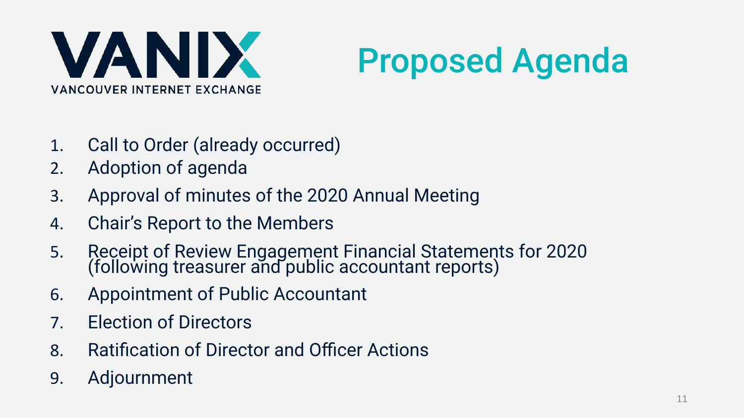VANIX

VANCOUVER INTERNET EXCHANGE

# Proposed Agenda

1. Call to Order (already occurred)
2. Adoption of agenda
3. Approval of minutes of the 2020 Annual Meeting
4. Chair's Report to the Members
5. Receipt of Review Engagement Financial Statements for 2020 (following treasurer and public accountant reports)
6. Appointment of Public Accountant
7. Election of Directors
8. Ratification of Director and Officer Actions
9. Adjournment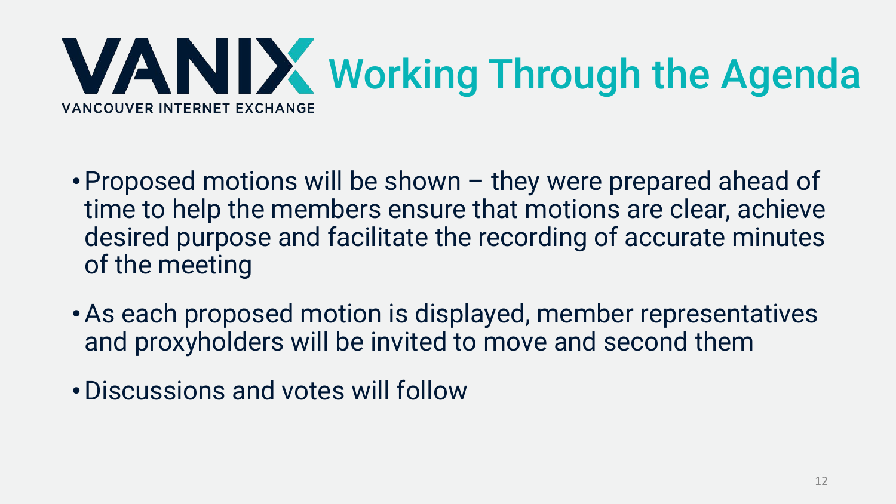VANIX
VANCOUVER INTERNET EXCHANGE

# Working Through the Agenda

- Proposed motions will be shown – they were prepared ahead of time to help the members ensure that motions are clear, achieve desired purpose and facilitate the recording of accurate minutes of the meeting
- As each proposed motion is displayed, member representatives and proxyholders will be invited to move and second them
- Discussions and votes will follow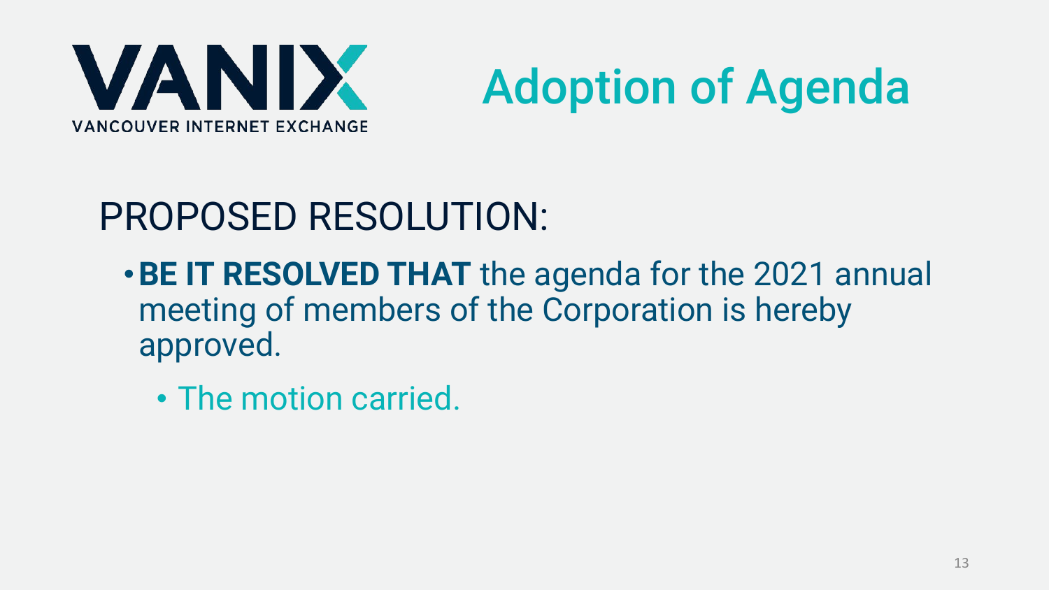VANIX

VANCOUVER INTERNET EXCHANGE

# Adoption of Agenda

## PROPOSED RESOLUTION:

- **BE IT RESOLVED THAT** the agenda for the 2021 annual meeting of members of the Corporation is hereby approved.
  - The motion carried.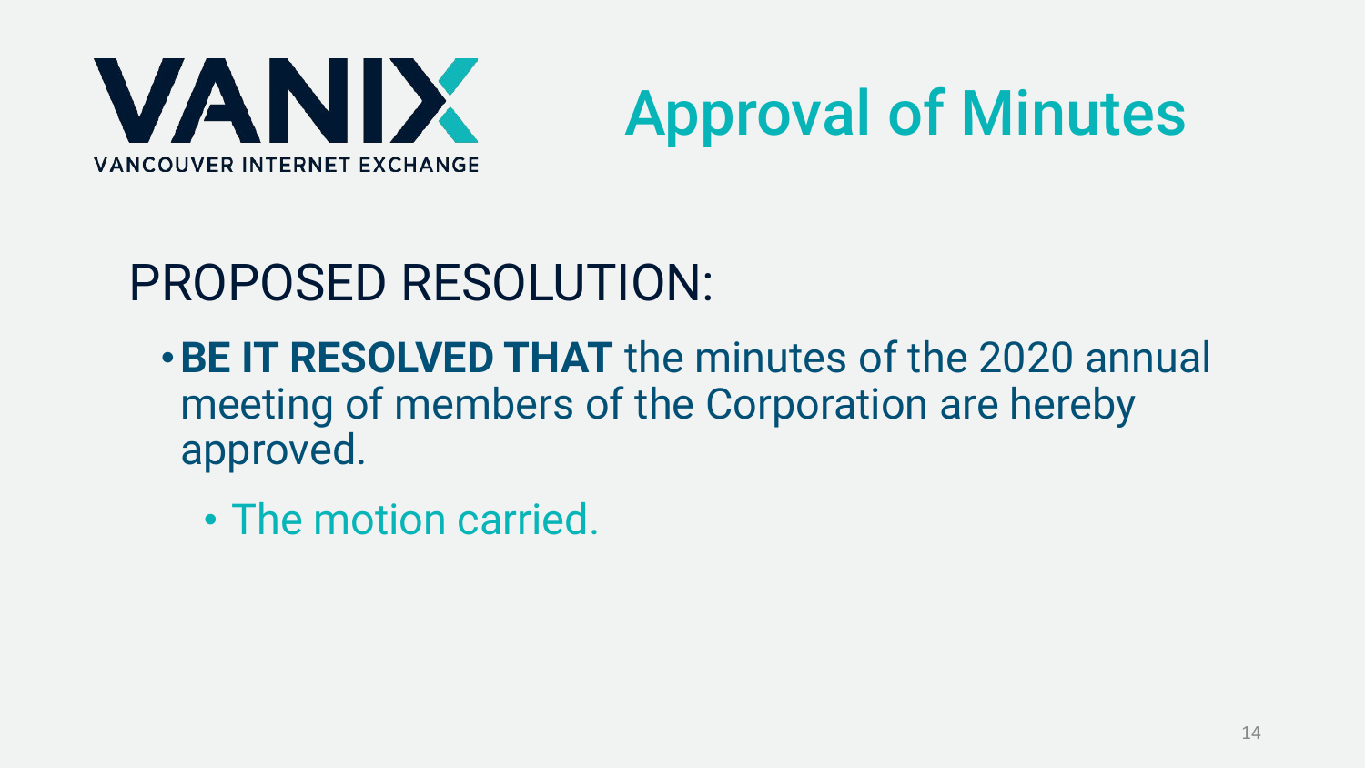VANIX
VANCOUVER INTERNET EXCHANGE

# Approval of Minutes

## PROPOSED RESOLUTION:

- **BE IT RESOLVED THAT** the minutes of the 2020 annual meeting of members of the Corporation are hereby approved.
  - The motion carried.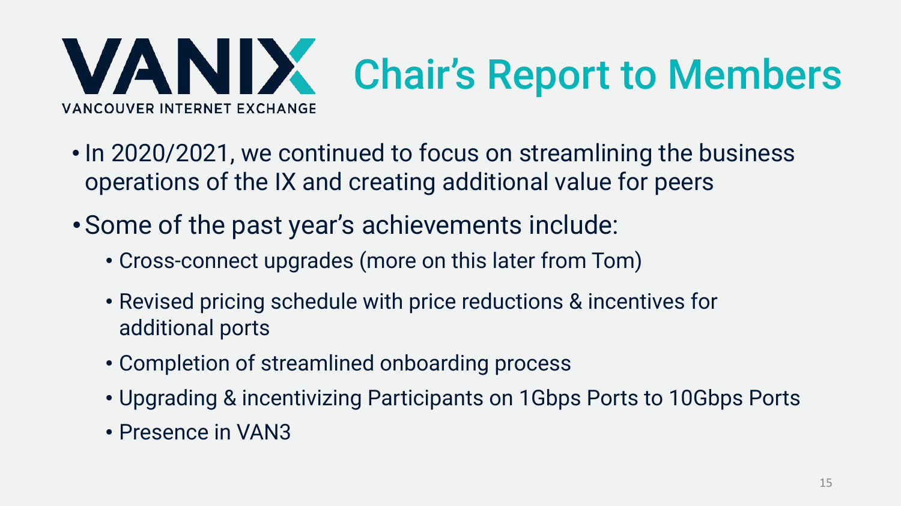VANIX

VANCOUVER INTERNET EXCHANGE

# Chair's Report to Members

- In 2020/2021, we continued to focus on streamlining the business operations of the IX and creating additional value for peers
- Some of the past year's achievements include:
  - Cross-connect upgrades (more on this later from Tom)
  - Revised pricing schedule with price reductions & incentives for additional ports
  - Completion of streamlined onboarding process
  - Upgrading & incentivizing Participants on 1Gbps Ports to 10Gbps Ports
  - Presence in VAN3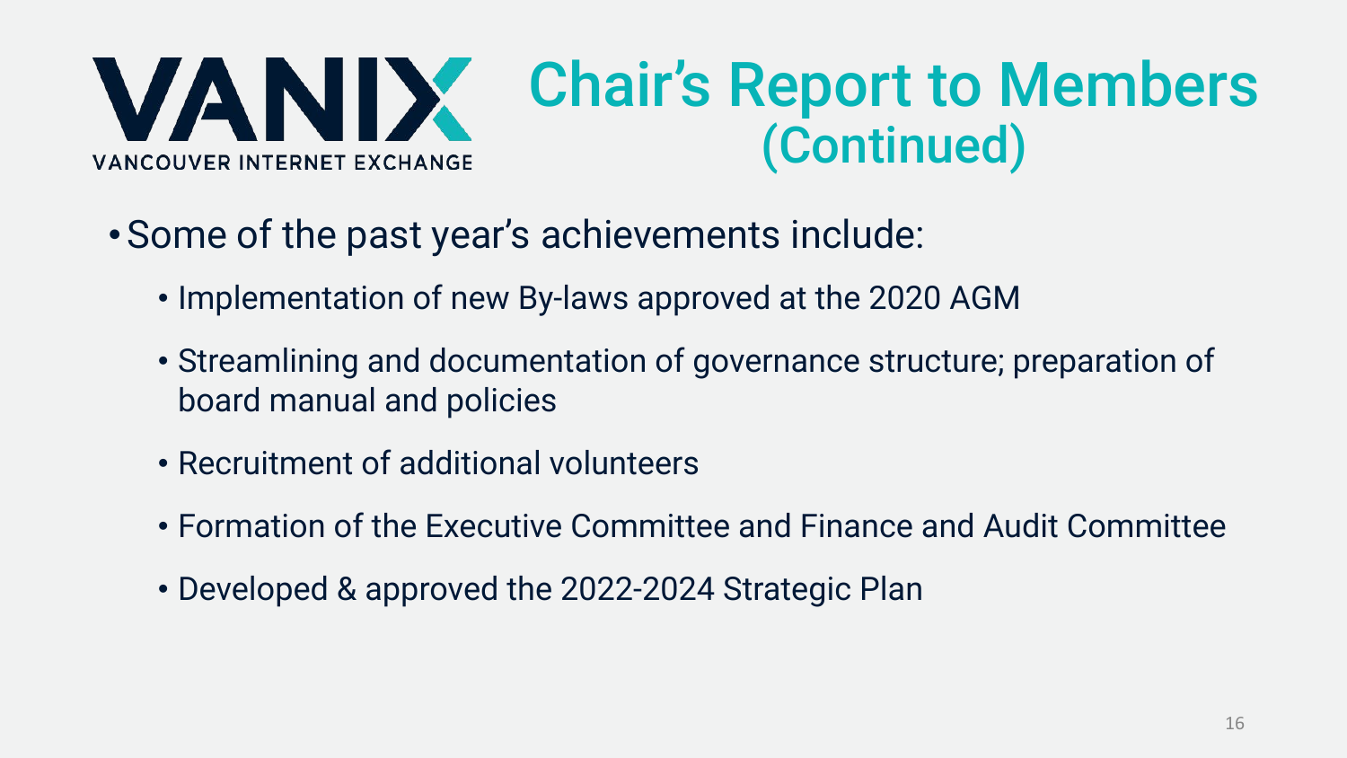VANIX
VANCOUVER INTERNET EXCHANGE

# Chair's Report to Members (Continued)

- Some of the past year's achievements include:
  - Implementation of new By-laws approved at the 2020 AGM
  - Streamlining and documentation of governance structure; preparation of board manual and policies
  - Recruitment of additional volunteers
  - Formation of the Executive Committee and Finance and Audit Committee
  - Developed & approved the 2022-2024 Strategic Plan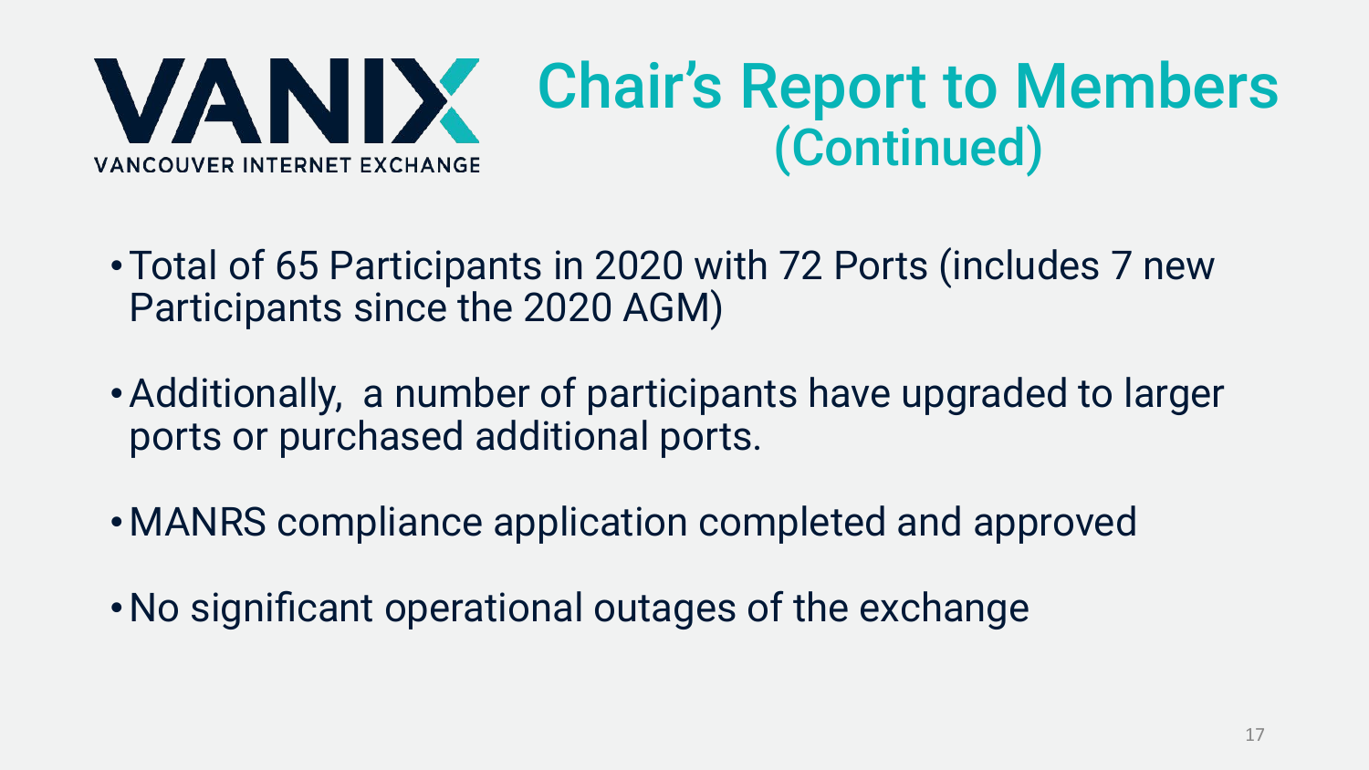VANIX

VANCOUVER INTERNET EXCHANGE

# Chair's Report to Members (Continued)

- Total of 65 Participants in 2020 with 72 Ports (includes 7 new Participants since the 2020 AGM)
- Additionally, a number of participants have upgraded to larger ports or purchased additional ports.
- MANRS compliance application completed and approved
- No significant operational outages of the exchange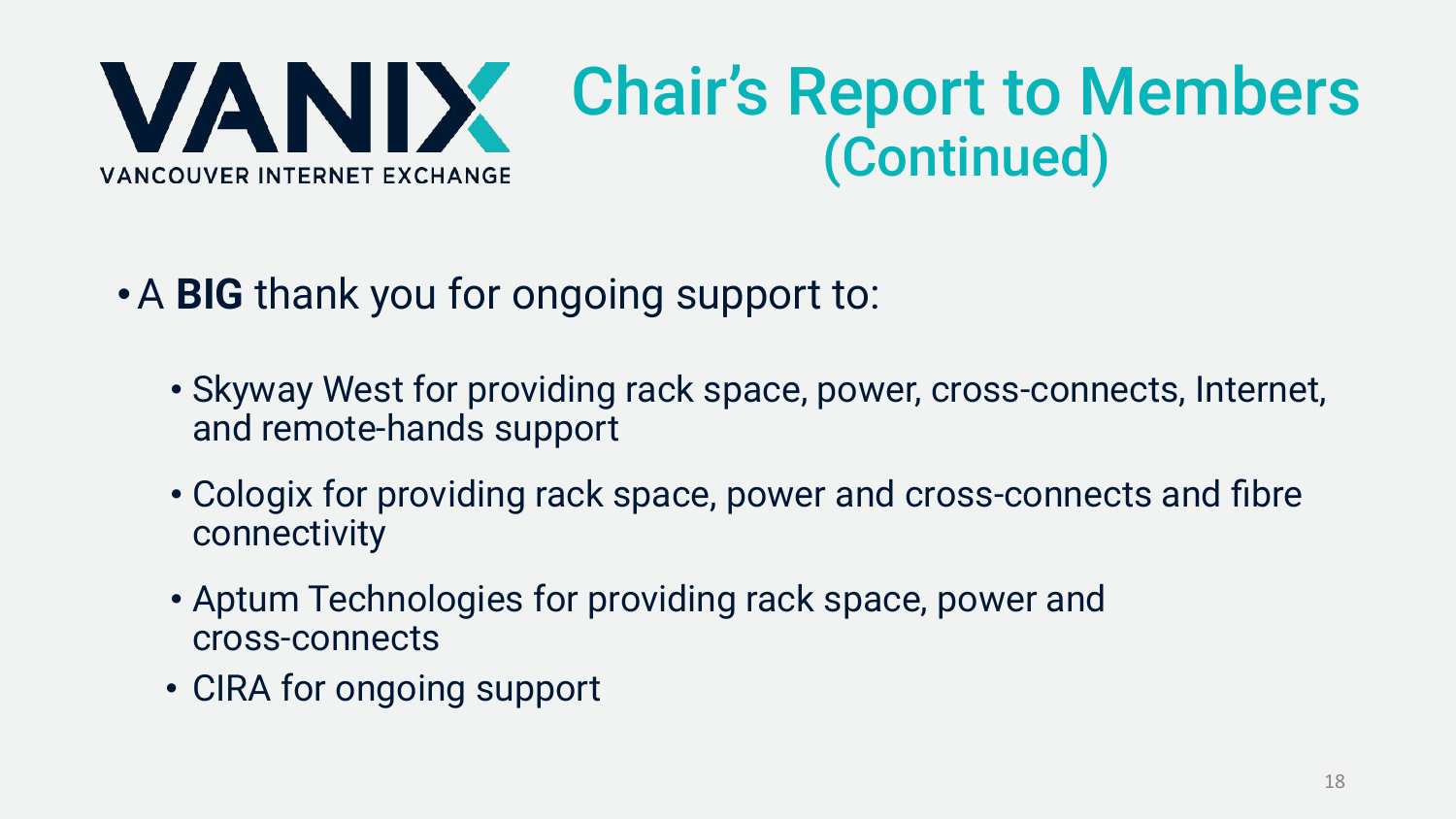# Chair's Report to Members (Continued)

VANIX — VANCOUVER INTERNET EXCHANGE

- A **BIG** thank you for ongoing support to:
  - Skyway West for providing rack space, power, cross-connects, Internet, and remote-hands support
  - Cologix for providing rack space, power and cross-connects and fibre connectivity
  - Aptum Technologies for providing rack space, power and cross-connects
  - CIRA for ongoing support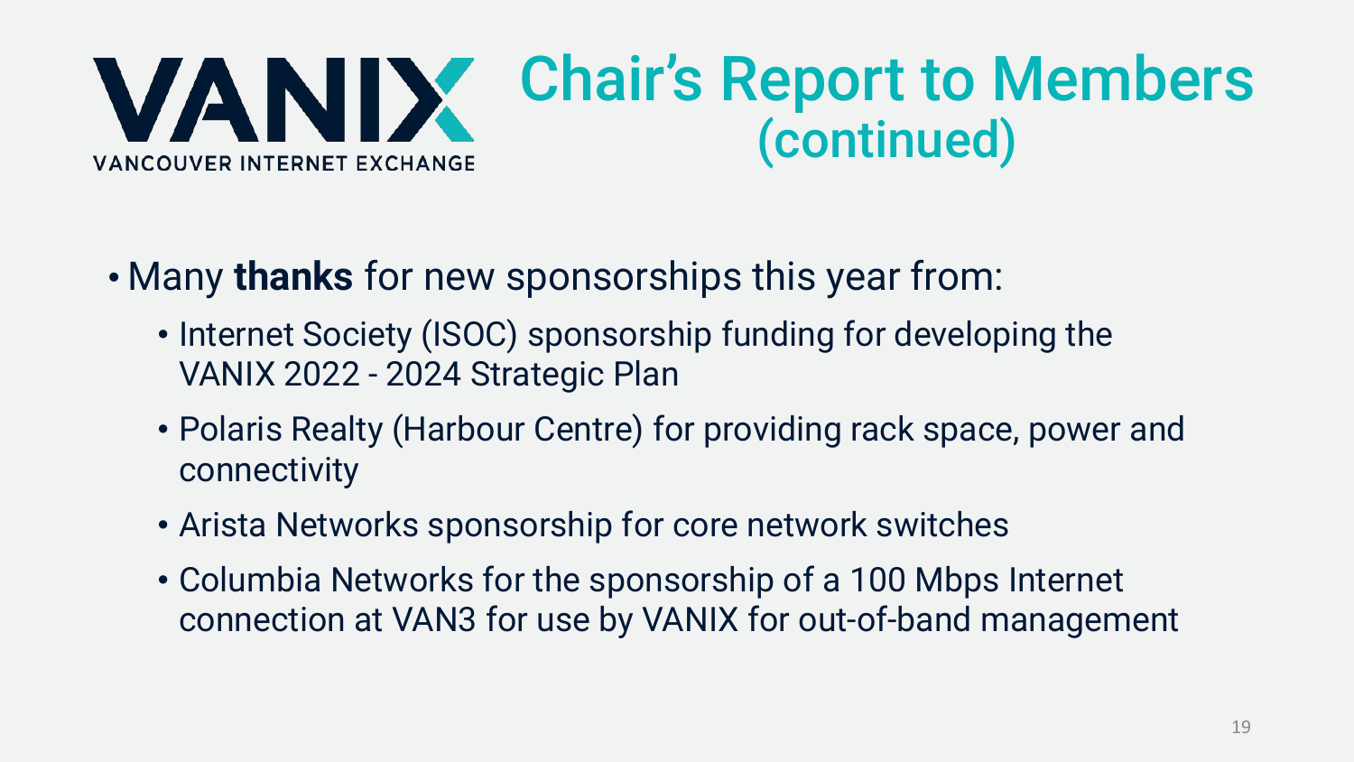# Chair's Report to Members (continued)

- Many **thanks** for new sponsorships this year from:
  - Internet Society (ISOC) sponsorship funding for developing the VANIX 2022 - 2024 Strategic Plan
  - Polaris Realty (Harbour Centre) for providing rack space, power and connectivity
  - Arista Networks sponsorship for core network switches
  - Columbia Networks for the sponsorship of a 100 Mbps Internet connection at VAN3 for use by VANIX for out-of-band management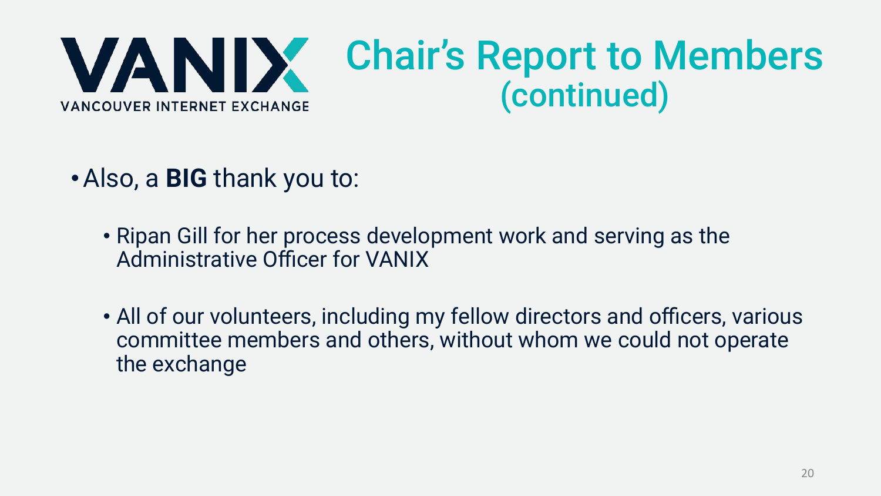VANIX

VANCOUVER INTERNET EXCHANGE

# Chair's Report to Members (continued)

- Also, a **BIG** thank you to:
  - Ripan Gill for her process development work and serving as the Administrative Officer for VANIX
  - All of our volunteers, including my fellow directors and officers, various committee members and others, without whom we could not operate the exchange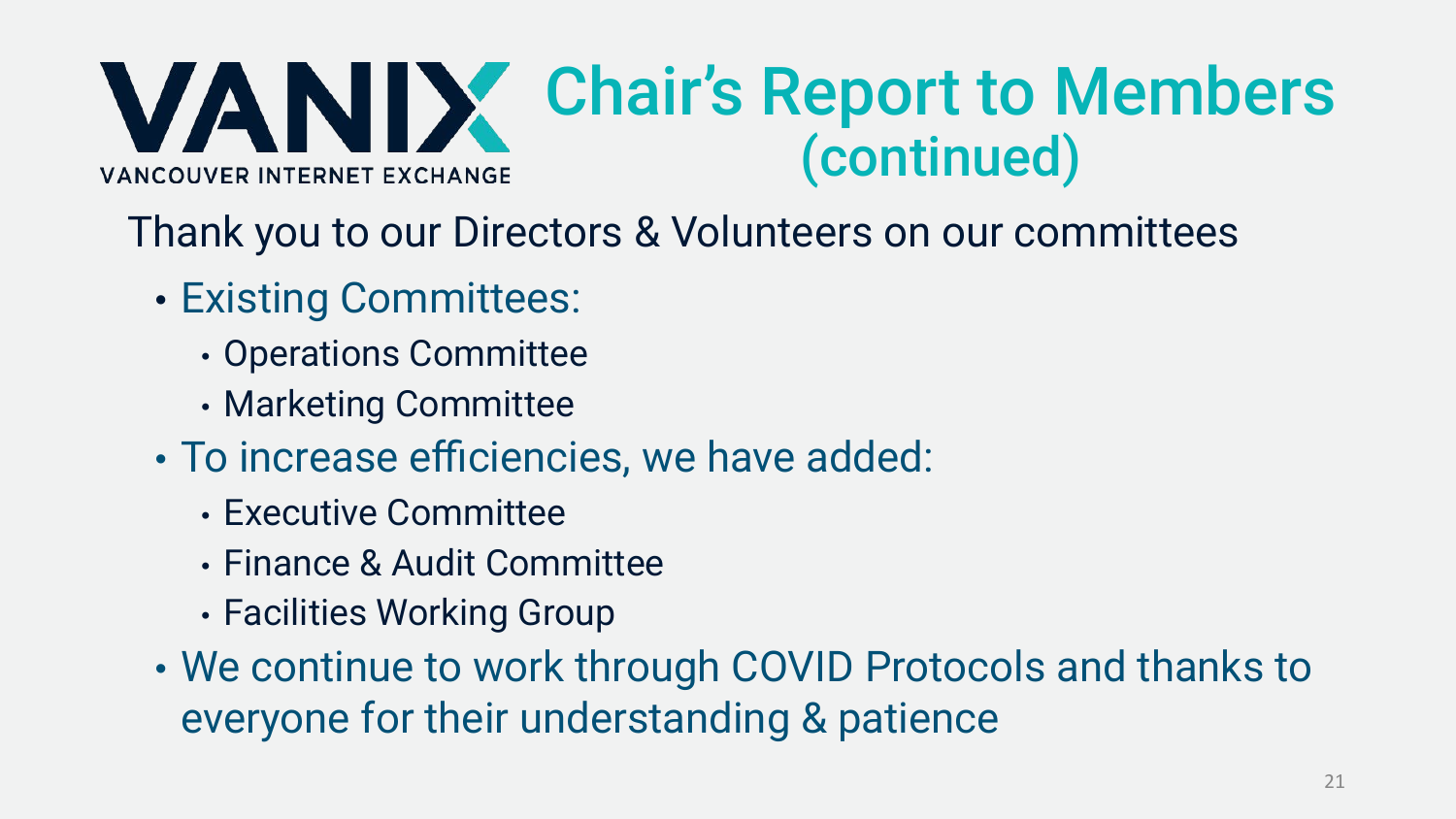# VANIX Chair's Report to Members (continued)

VANCOUVER INTERNET EXCHANGE

Thank you to our Directors & Volunteers on our committees

- Existing Committees:
  - Operations Committee
  - Marketing Committee
- To increase efficiencies, we have added:
  - Executive Committee
  - Finance & Audit Committee
  - Facilities Working Group
- We continue to work through COVID Protocols and thanks to everyone for their understanding & patience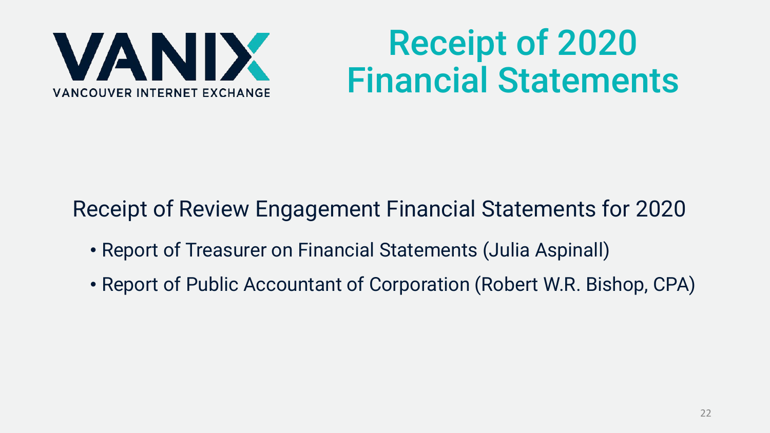VANIX

VANCOUVER INTERNET EXCHANGE

# Receipt of 2020 Financial Statements

Receipt of Review Engagement Financial Statements for 2020

- Report of Treasurer on Financial Statements (Julia Aspinall)
- Report of Public Accountant of Corporation (Robert W.R. Bishop, CPA)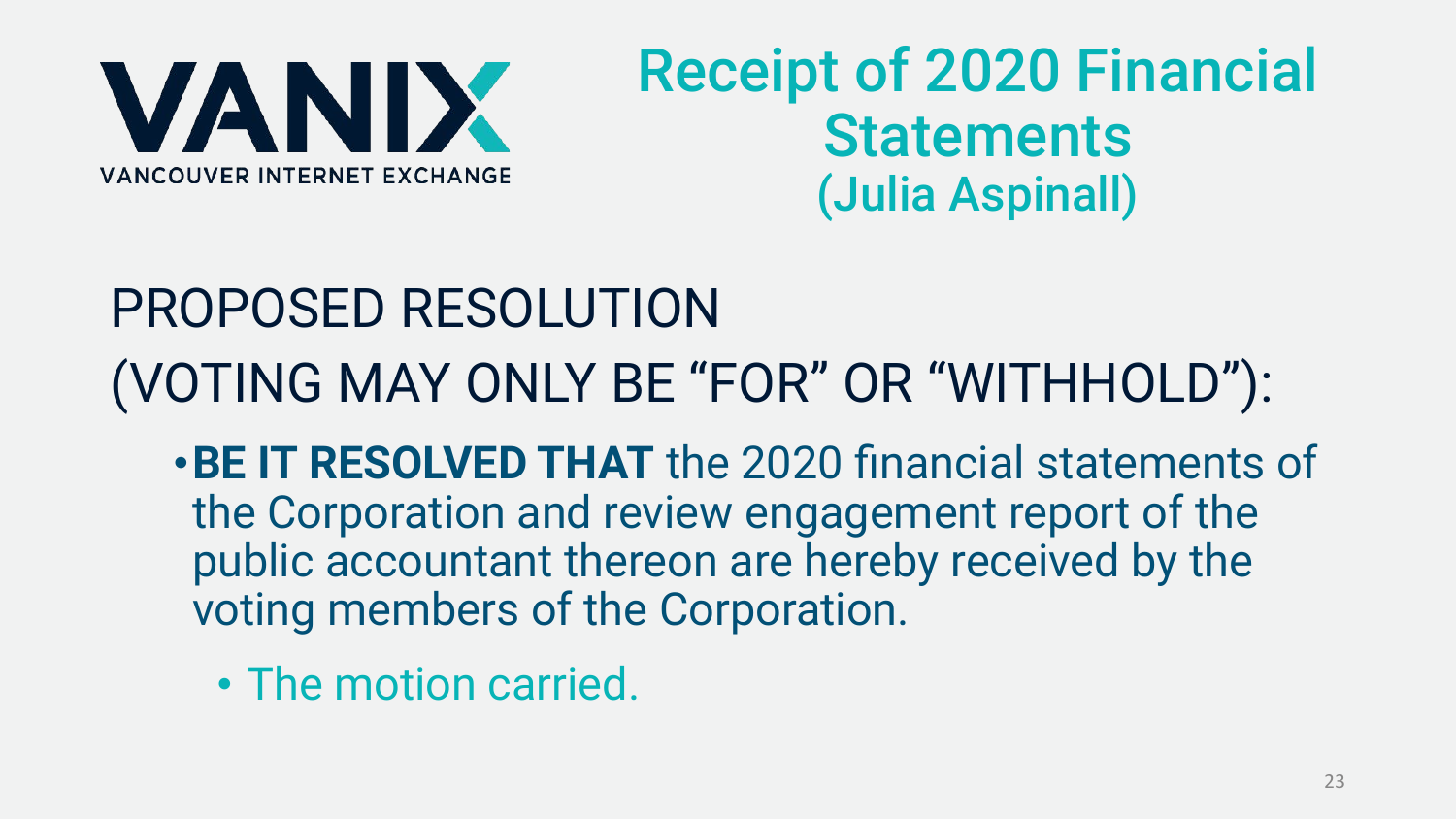VANIX
VANCOUVER INTERNET EXCHANGE

# Receipt of 2020 Financial Statements (Julia Aspinall)

## PROPOSED RESOLUTION (VOTING MAY ONLY BE "FOR" OR "WITHHOLD"):

- **BE IT RESOLVED THAT** the 2020 financial statements of the Corporation and review engagement report of the public accountant thereon are hereby received by the voting members of the Corporation.
  - The motion carried.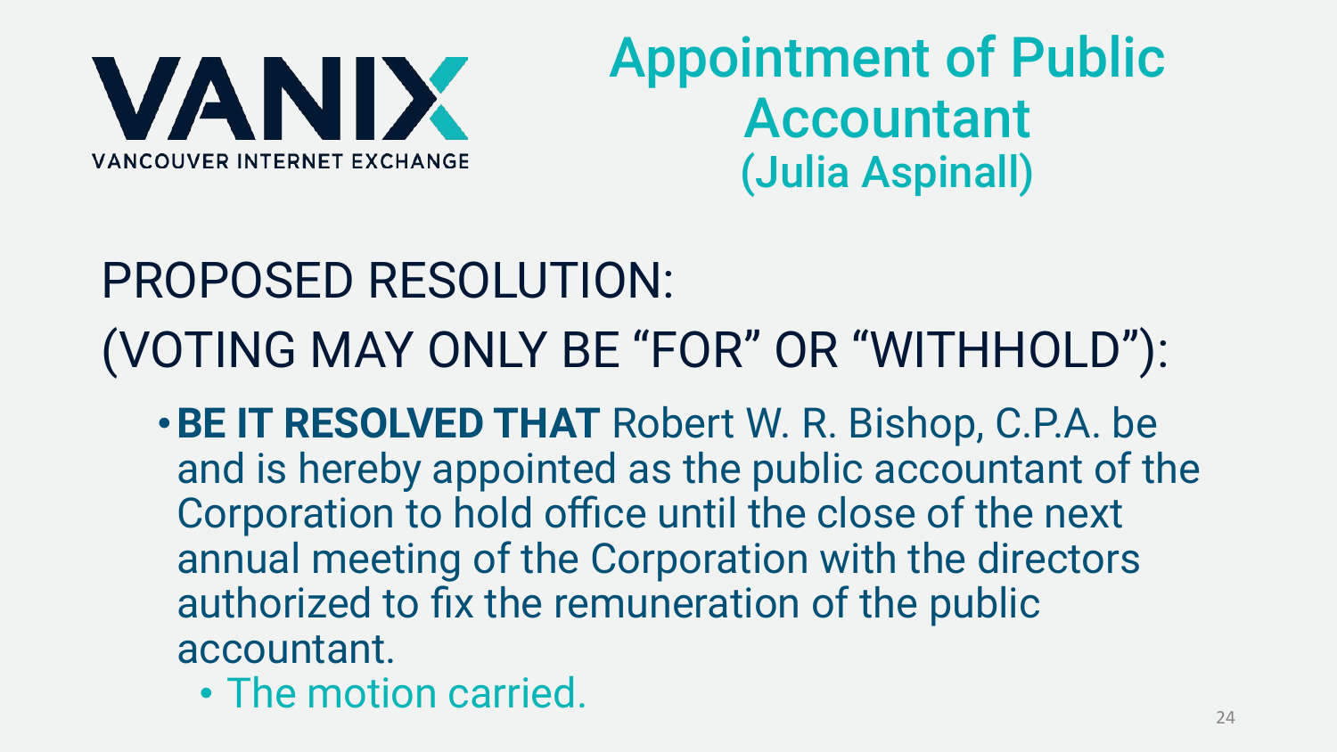VANIX
VANCOUVER INTERNET EXCHANGE

# Appointment of Public Accountant (Julia Aspinall)

## PROPOSED RESOLUTION: (VOTING MAY ONLY BE “FOR” OR “WITHHOLD”):

- **BE IT RESOLVED THAT** Robert W. R. Bishop, C.P.A. be and is hereby appointed as the public accountant of the Corporation to hold office until the close of the next annual meeting of the Corporation with the directors authorized to fix the remuneration of the public accountant.
  - The motion carried.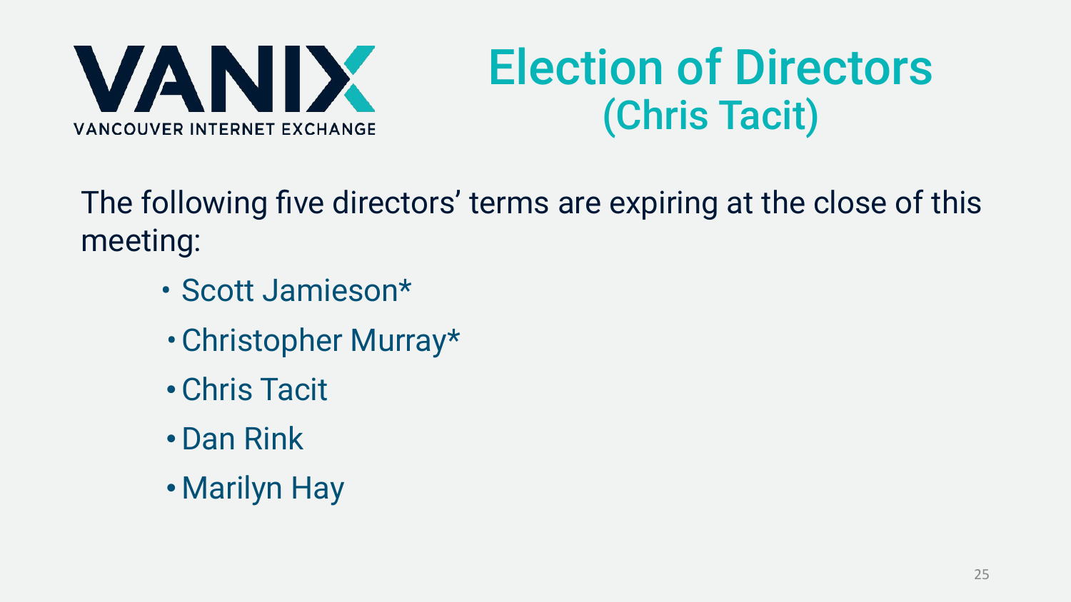VANIX

VANCOUVER INTERNET EXCHANGE

# Election of Directors
## (Chris Tacit)

The following five directors' terms are expiring at the close of this meeting:

- Scott Jamieson*
- Christopher Murray*
- Chris Tacit
- Dan Rink
- Marilyn Hay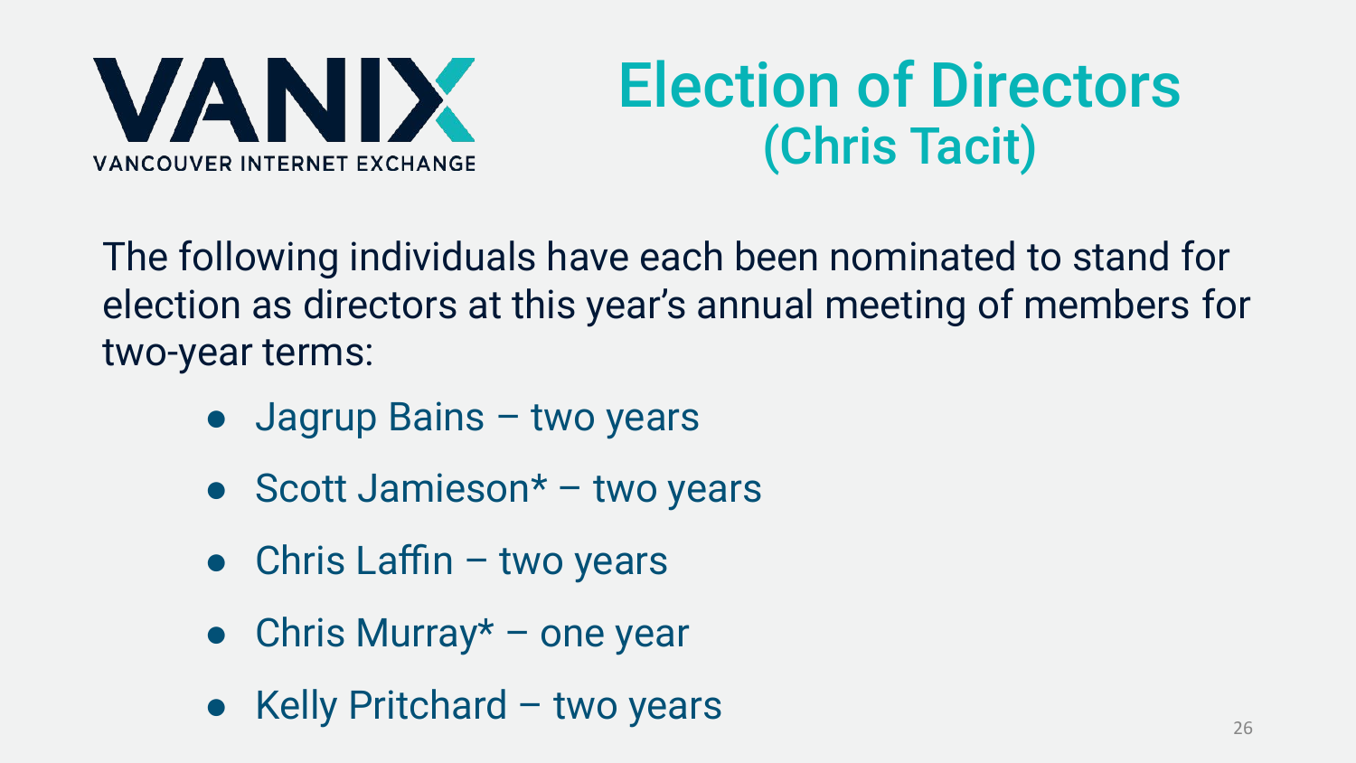VANIX

VANCOUVER INTERNET EXCHANGE

# Election of Directors
## (Chris Tacit)

The following individuals have each been nominated to stand for election as directors at this year's annual meeting of members for two-year terms:

- Jagrup Bains – two years
- Scott Jamieson* – two years
- Chris Laffin – two years
- Chris Murray* – one year
- Kelly Pritchard – two years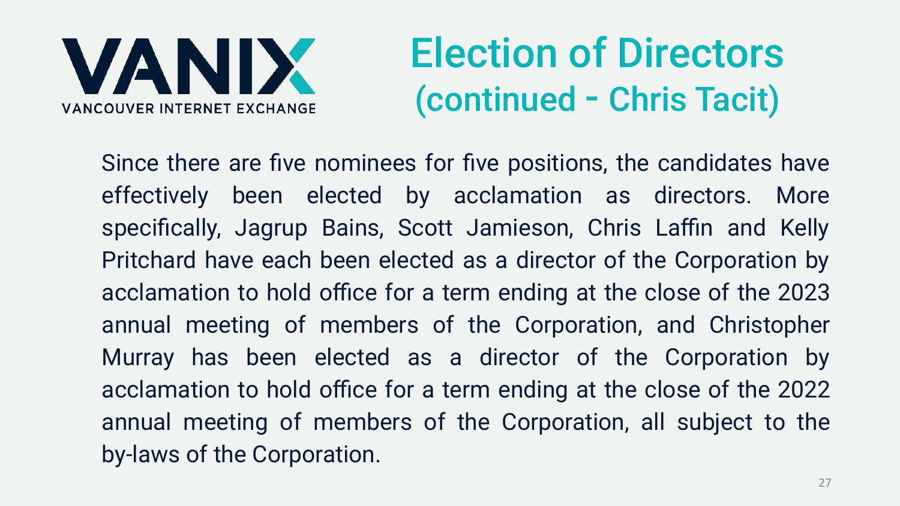VANIX
VANCOUVER INTERNET EXCHANGE

# Election of Directors (continued - Chris Tacit)

Since there are five nominees for five positions, the candidates have effectively been elected by acclamation as directors. More specifically, Jagrup Bains, Scott Jamieson, Chris Laffin and Kelly Pritchard have each been elected as a director of the Corporation by acclamation to hold office for a term ending at the close of the 2023 annual meeting of members of the Corporation, and Christopher Murray has been elected as a director of the Corporation by acclamation to hold office for a term ending at the close of the 2022 annual meeting of members of the Corporation, all subject to the by-laws of the Corporation.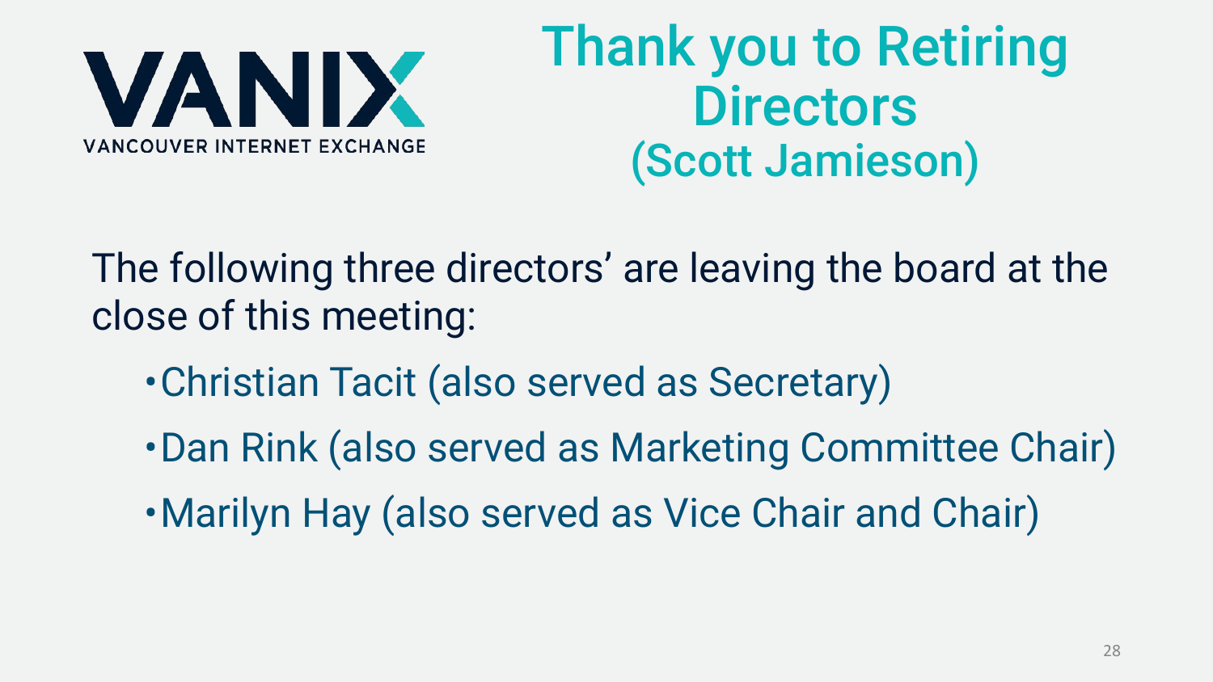VANIX

VANCOUVER INTERNET EXCHANGE

# Thank you to Retiring Directors (Scott Jamieson)

The following three directors' are leaving the board at the close of this meeting:

- Christian Tacit (also served as Secretary)
- Dan Rink (also served as Marketing Committee Chair)
- Marilyn Hay (also served as Vice Chair and Chair)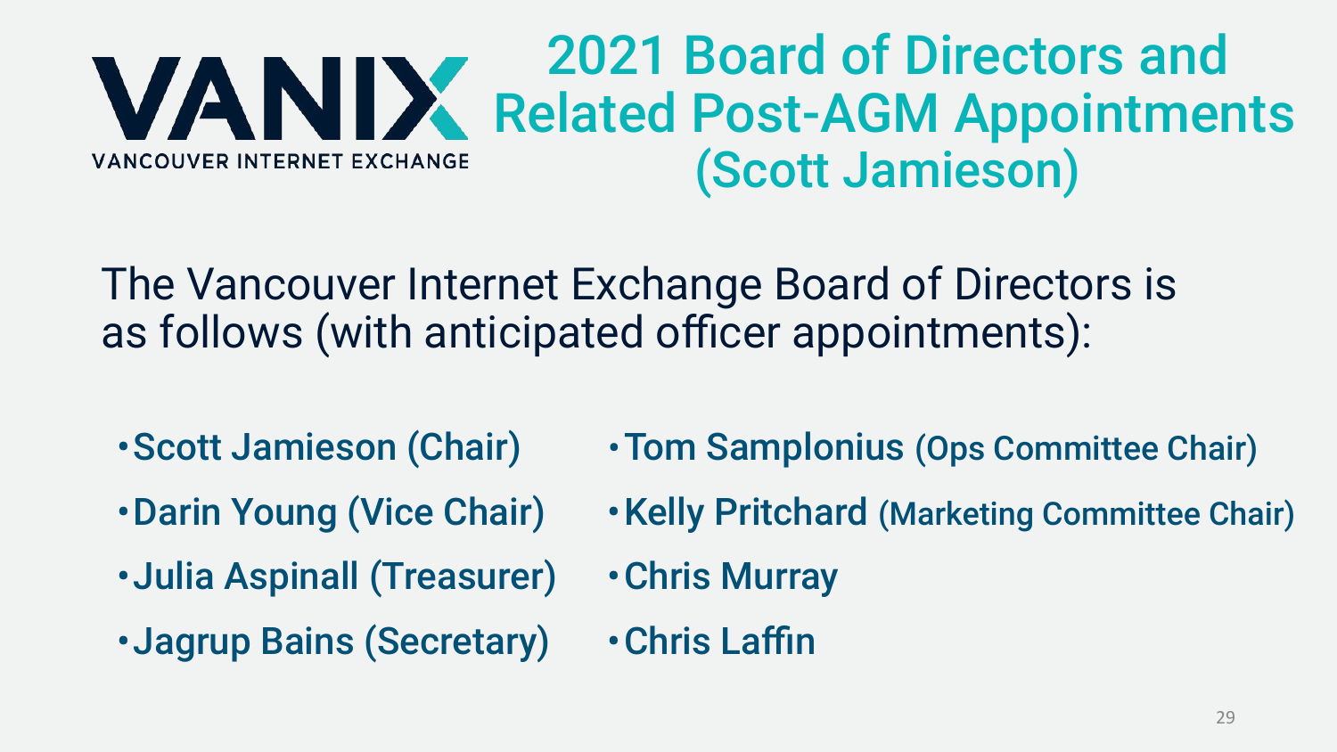VANIX
VANCOUVER INTERNET EXCHANGE

# 2021 Board of Directors and Related Post-AGM Appointments (Scott Jamieson)

The Vancouver Internet Exchange Board of Directors is as follows (with anticipated officer appointments):

- **Scott Jamieson (Chair)**
- **Darin Young (Vice Chair)**
- **Julia Aspinall (Treasurer)**
- **Jagrup Bains (Secretary)**
- **Tom Samplonius (Ops Committee Chair)**
- **Kelly Pritchard (Marketing Committee Chair)**
- **Chris Murray**
- **Chris Laffin**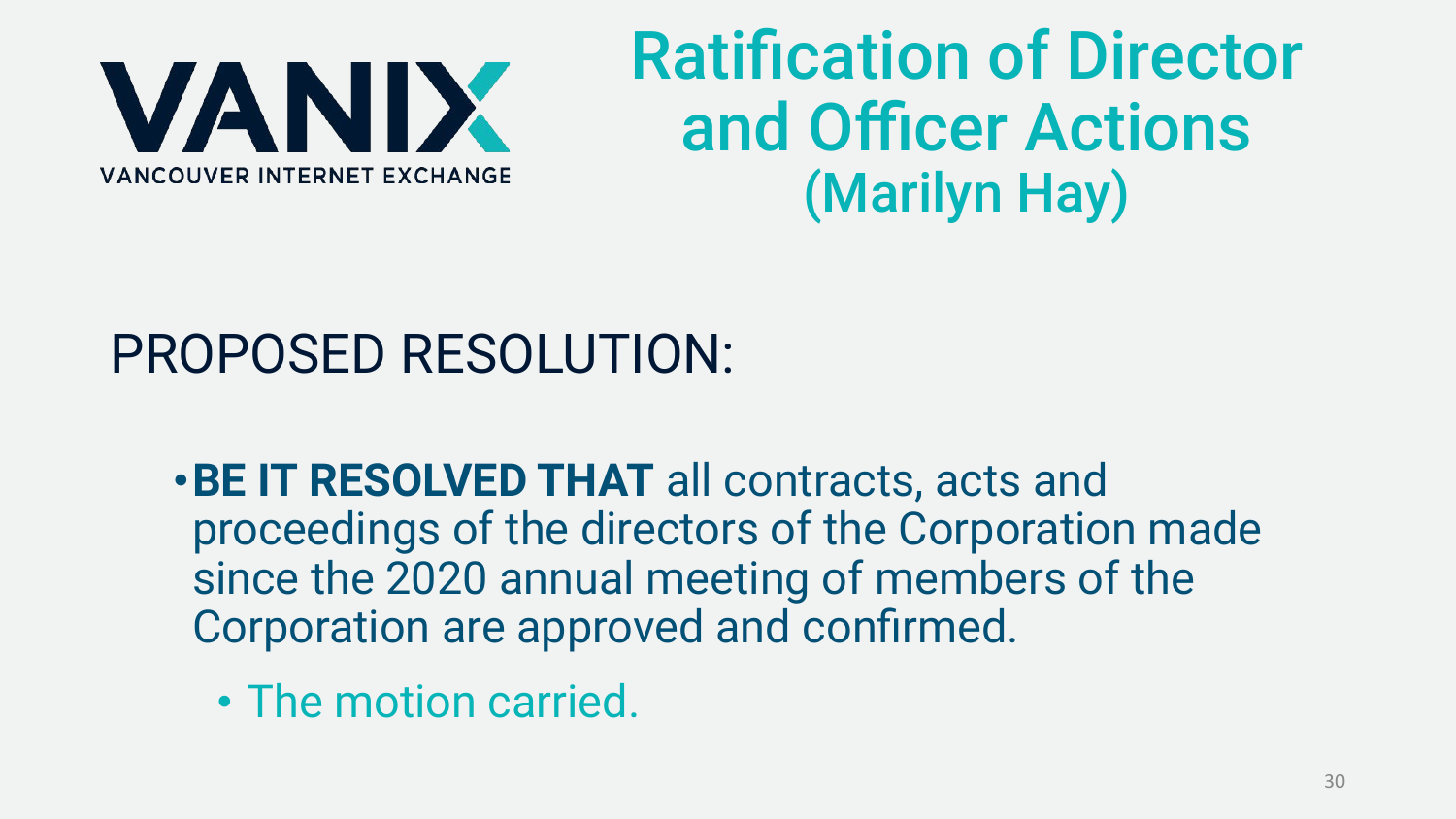VANIX
VANCOUVER INTERNET EXCHANGE

# Ratification of Director and Officer Actions (Marilyn Hay)

## PROPOSED RESOLUTION:

- **BE IT RESOLVED THAT** all contracts, acts and proceedings of the directors of the Corporation made since the 2020 annual meeting of members of the Corporation are approved and confirmed.
  - The motion carried.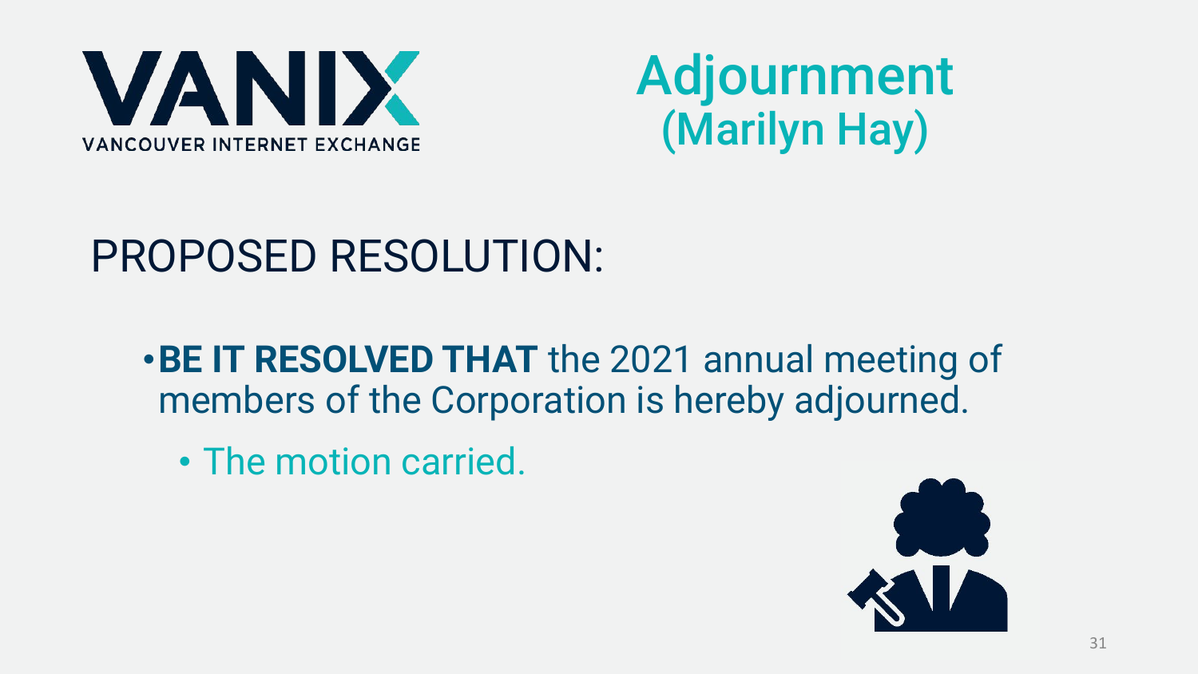VANIX

VANCOUVER INTERNET EXCHANGE

# Adjournment
## (Marilyn Hay)

## PROPOSED RESOLUTION:

- **BE IT RESOLVED THAT** the 2021 annual meeting of members of the Corporation is hereby adjourned.
  - The motion carried.